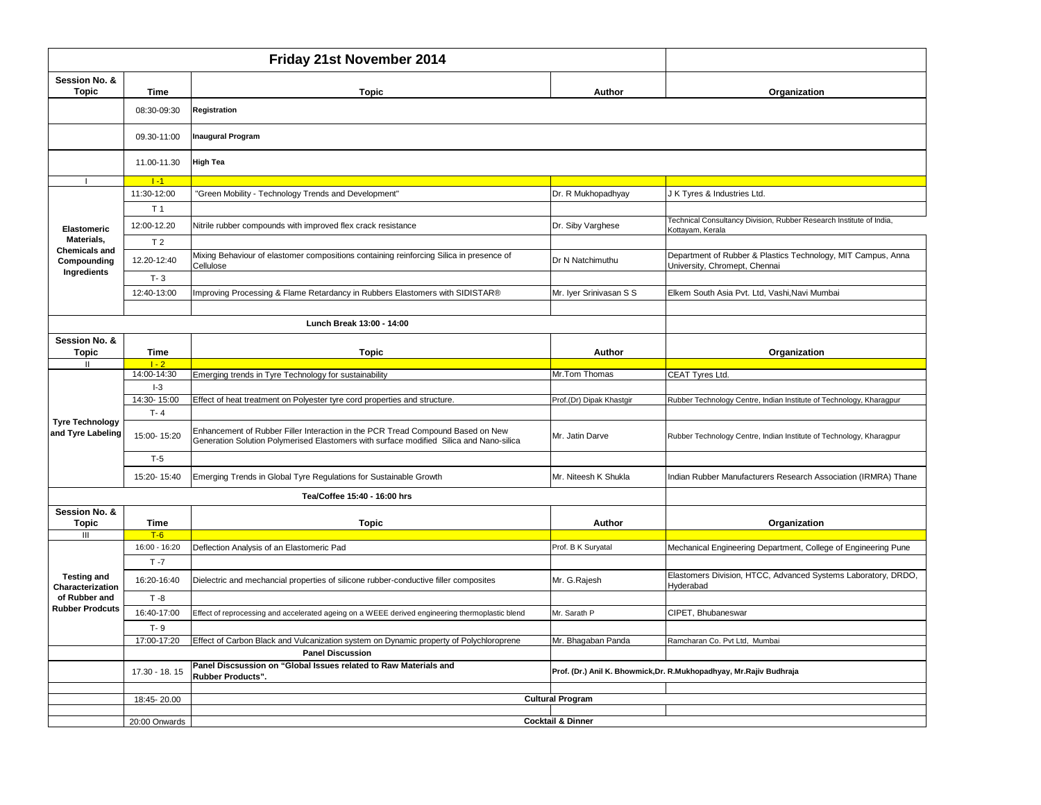# Friday 21st November 2014

| Session No. & Topic | Time | Topic | Author | Organization |
|---|---|---|---|---|
| | 08:30-09:30 | **Registration** | | |
| | 09.30-11:00 | **Inaugural Program** | | |
| | 11.00-11.30 | **High Tea** | | |
| I | I -1 | | | |
| Elastomeric Materials, Chemicals and Compounding Ingredients | 11:30-12:00 | "Green Mobility - Technology Trends and Development" | Dr. R Mukhopadhyay | J K Tyres & Industries Ltd. |
| | T 1 | | | |
| | 12:00-12.20 | Nitrile rubber compounds with improved flex crack resistance | Dr. Siby Varghese | Technical Consultancy Division, Rubber Research Institute of India, Kottayam, Kerala |
| | T 2 | | | |
| | 12.20-12:40 | Mixing Behaviour of elastomer compositions containing reinforcing Silica in presence of Cellulose | Dr N Natchimuthu | Department of Rubber & Plastics Technology, MIT Campus, Anna University, Chromept, Chennai |
| | T- 3 | | | |
| | 12:40-13:00 | Improving Processing & Flame Retardancy in Rubbers Elastomers with SIDISTAR® | Mr. Iyer Srinivasan S S | Elkem South Asia Pvt. Ltd, Vashi,Navi Mumbai |
| | | | | |
| | | **Lunch Break 13:00 - 14:00** | | |
| **Session No. & Topic** | **Time** | **Topic** | **Author** | **Organization** |
| II | I - 2 | | | |
| Tyre Technology and Tyre Labeling | 14:00-14:30 | Emerging trends in Tyre Technology for sustainability | Mr.Tom Thomas | CEAT Tyres Ltd. |
| | I-3 | | | |
| | 14:30- 15:00 | Effect of heat treatment on Polyester tyre cord properties and structure. | Prof.(Dr) Dipak Khastgir | Rubber Technology Centre, Indian Institute of Technology, Kharagpur |
| | T- 4 | | | |
| | 15:00- 15:20 | Enhancement of Rubber Filler Interaction in the PCR Tread Compound Based on New Generation Solution Polymerised Elastomers with surface modified Silica and Nano-silica | Mr. Jatin Darve | Rubber Technology Centre, Indian Institute of Technology, Kharagpur |
| | T-5 | | | |
| | 15:20- 15:40 | Emerging Trends in Global Tyre Regulations for Sustainable Growth | Mr. Niteesh K Shukla | Indian Rubber Manufacturers Research Association (IRMRA) Thane |
| | | **Tea/Coffee 15:40 - 16:00 hrs** | | |
| **Session No. & Topic** | **Time** | **Topic** | **Author** | **Organization** |
| III | T-6 | | | |
| Testing and Characterization of Rubber and Rubber Prodcuts | 16:00 - 16:20 | Deflection Analysis of an Elastomeric Pad | Prof. B K Suryatal | Mechanical Engineering Department, College of Engineering Pune |
| | T -7 | | | |
| | 16:20-16:40 | Dielectric and mechancial properties of silicone rubber-conductive filler composites | Mr. G.Rajesh | Elastomers Division, HTCC, Advanced Systems Laboratory, DRDO, Hyderabad |
| | T -8 | | | |
| | 16:40-17:00 | Effect of reprocessing and accelerated ageing on a WEEE derived engineering thermoplastic blend | Mr. Sarath P | CIPET, Bhubaneswar |
| | T- 9 | | | |
| | 17:00-17:20 | Effect of Carbon Black and Vulcanization system on Dynamic property of Polychloroprene | Mr. Bhagaban Panda | Ramcharan Co. Pvt Ltd, Mumbai |
| | | **Panel Discussion** | | |
| | 17.30 - 18. 15 | **Panel Discsussion on "Global Issues related to Raw Materials and Rubber Products".** | **Prof. (Dr.) Anil K. Bhowmick,Dr. R.Mukhopadhyay, Mr.Rajiv Budhraja** | |
| | | | | |
| | 18:45- 20.00 | **Cultural Program** | | |
| | | | | |
| | 20:00 Onwards | **Cocktail & Dinner** | | |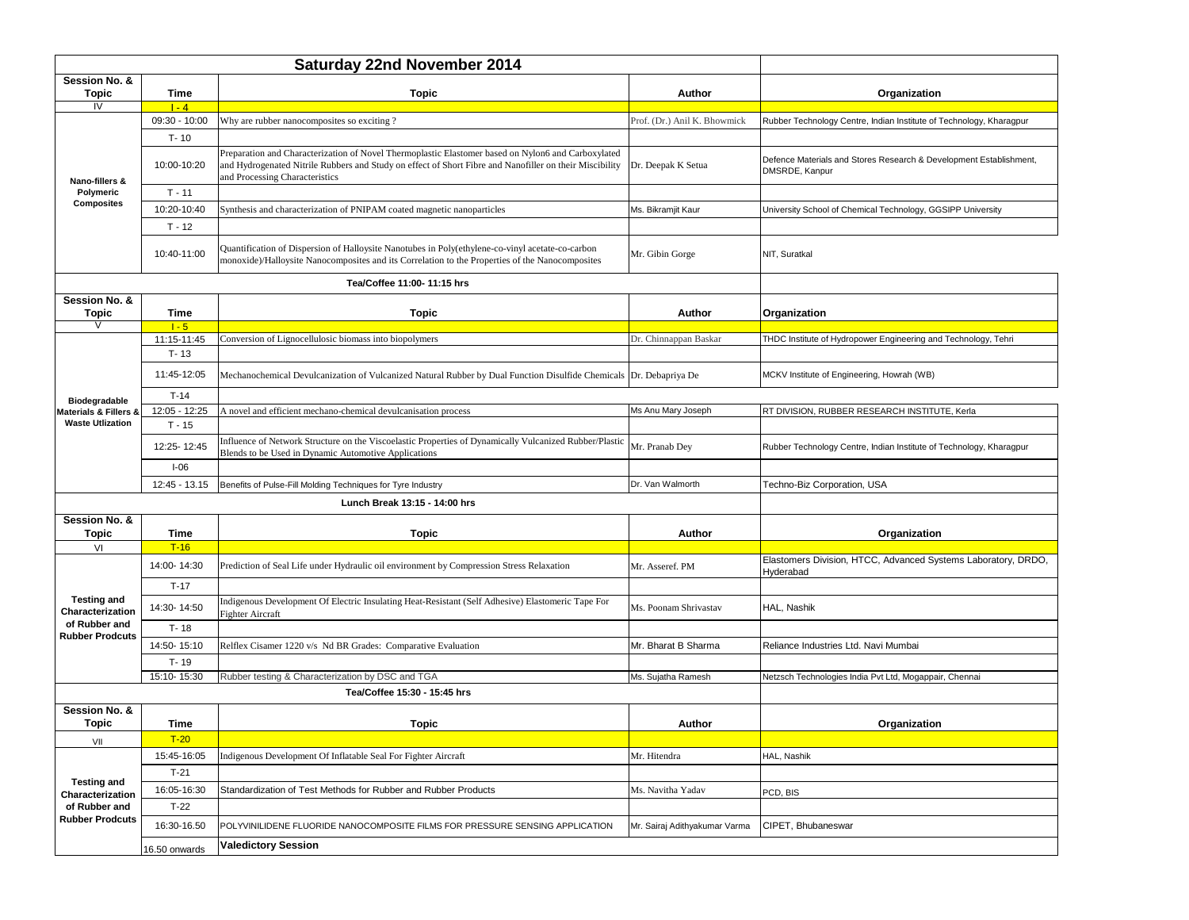| Saturday 22nd November 2014 | | | | |
|---|---|---|---|---|
| **Session No. & Topic** | **Time** | **Topic** | **Author** | **Organization** |
| IV | I - 4 | | | |
| Nano-fillers & Polymeric Composites | 09:30 - 10:00 | Why are rubber nanocomposites so exciting ? | Prof. (Dr.) Anil K. Bhowmick | Rubber Technology Centre, Indian Institute of Technology, Kharagpur |
| | T- 10 | | | |
| | 10:00-10:20 | Preparation and Characterization of Novel Thermoplastic Elastomer based on Nylon6 and Carboxylated and Hydrogenated Nitrile Rubbers and Study on effect of Short Fibre and Nanofiller on their Miscibility and Processing Characteristics | Dr. Deepak K Setua | Defence Materials and Stores Research & Development Establishment, DMSRDE, Kanpur |
| | T - 11 | | | |
| | 10:20-10:40 | Synthesis and characterization of PNIPAM coated magnetic nanoparticles | Ms. Bikramjit Kaur | University School of Chemical Technology, GGSIPP University |
| | T - 12 | | | |
| | 10:40-11:00 | Quantification of Dispersion of Halloysite Nanotubes in Poly(ethylene-co-vinyl acetate-co-carbon monoxide)/Halloysite Nanocomposites and its Correlation to the Properties of the Nanocomposites | Mr. Gibin Gorge | NIT, Suratkal |
| Tea/Coffee 11:00- 11:15 hrs | | | | |
| **Session No. & Topic** | **Time** | **Topic** | **Author** | **Organization** |
| V | I - 5 | | | |
| Biodegradable Materials & Fillers & Waste Utlization | 11:15-11:45 | Conversion of Lignocellulosic biomass into biopolymers | Dr. Chinnappan Baskar | THDC Institute of Hydropower Engineering and Technology, Tehri |
| | T- 13 | | | |
| | 11:45-12:05 | Mechanochemical Devulcanization of Vulcanized Natural Rubber by Dual Function Disulfide Chemicals | Dr. Debapriya De | MCKV Institute of Engineering, Howrah (WB) |
| | T-14 | | | |
| | 12:05 - 12:25 | A novel and efficient mechano-chemical devulcanisation process | Ms Anu Mary Joseph | RT DIVISION, RUBBER RESEARCH INSTITUTE, Kerla |
| | T - 15 | | | |
| | 12:25- 12:45 | Influence of Network Structure on the Viscoelastic Properties of Dynamically Vulcanized Rubber/Plastic Blends to be Used in Dynamic Automotive Applications | Mr. Pranab Dey | Rubber Technology Centre, Indian Institute of Technology, Kharagpur |
| | I-06 | | | |
| | 12:45 - 13.15 | Benefits of Pulse-Fill Molding Techniques for Tyre Industry | Dr. Van Walmorth | Techno-Biz Corporation, USA |
| Lunch Break 13:15 - 14:00 hrs | | | | |
| **Session No. & Topic** | **Time** | **Topic** | **Author** | **Organization** |
| VI | T-16 | | | |
| Testing and Characterization of Rubber and Rubber Prodcuts | 14:00- 14:30 | Prediction of Seal Life under Hydraulic oil environment by Compression Stress Relaxation | Mr. Asseref. PM | Elastomers Division, HTCC, Advanced Systems Laboratory, DRDO, Hyderabad |
| | T-17 | | | |
| | 14:30- 14:50 | Indigenous Development Of Electric Insulating Heat-Resistant (Self Adhesive) Elastomeric Tape For Fighter Aircraft | Ms. Poonam Shrivastav | HAL, Nashik |
| | T- 18 | | | |
| | 14:50- 15:10 | Relflex Cisamer 1220 v/s Nd BR Grades: Comparative Evaluation | Mr. Bharat B Sharma | Reliance Industries Ltd. Navi Mumbai |
| | T- 19 | | | |
| | 15:10- 15:30 | Rubber testing & Characterization by DSC and TGA | Ms. Sujatha Ramesh | Netzsch Technologies India Pvt Ltd, Mogappair, Chennai |
| Tea/Coffee 15:30 - 15:45 hrs | | | | |
| **Session No. & Topic** | **Time** | **Topic** | **Author** | **Organization** |
| VII | T-20 | | | |
| Testing and Characterization of Rubber and Rubber Prodcuts | 15:45-16:05 | Indigenous Development Of Inflatable Seal For Fighter Aircraft | Mr. Hitendra | HAL, Nashik |
| | T-21 | | | |
| | 16:05-16:30 | Standardization of Test Methods for Rubber and Rubber Products | Ms. Navitha Yadav | PCD, BIS |
| | T-22 | | | |
| | 16:30-16.50 | POLYVINILIDENE FLUORIDE NANOCOMPOSITE FILMS FOR PRESSURE SENSING APPLICATION | Mr. Sairaj Adithyakumar Varma | CIPET, Bhubaneswar |
| | 16.50 onwards | **Valedictory Session** | | |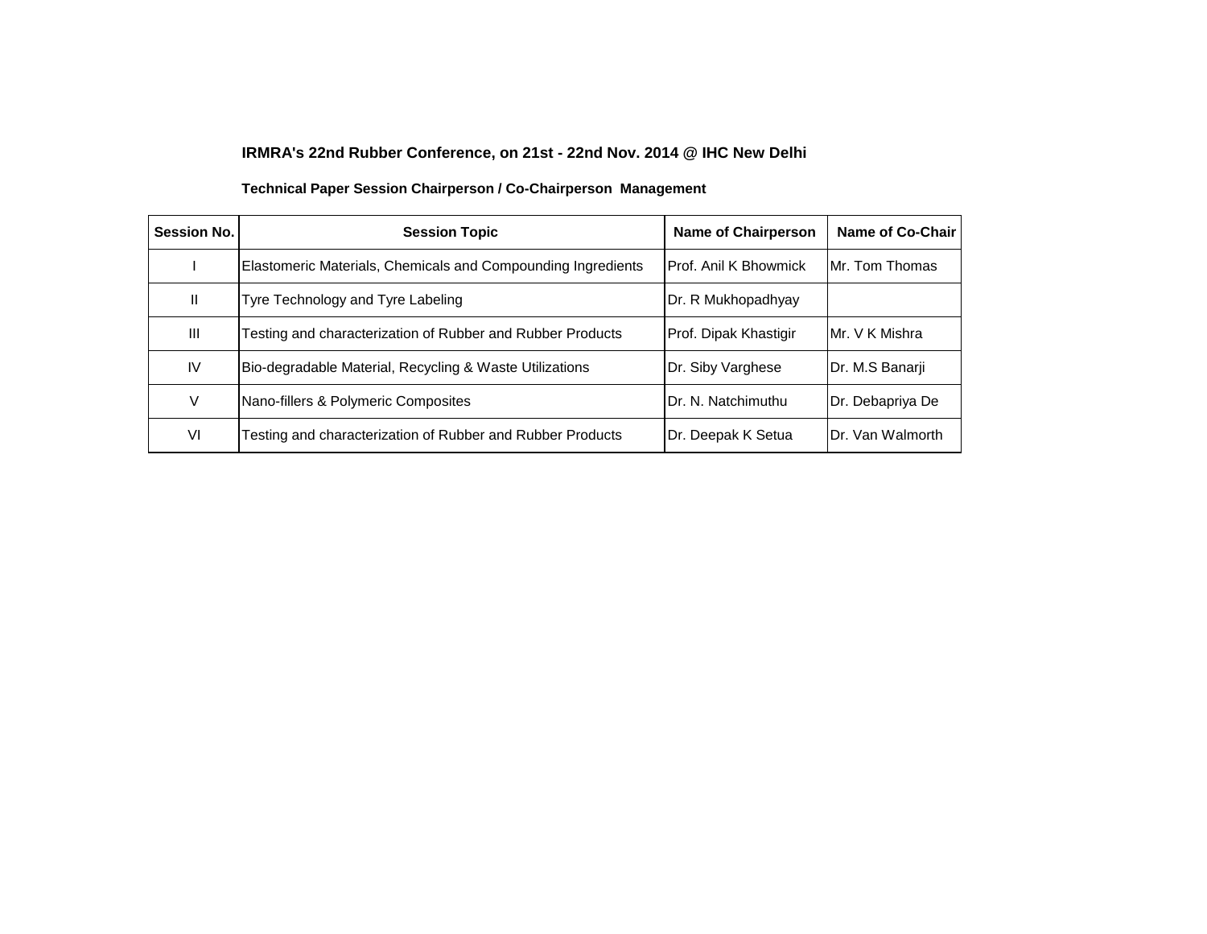**IRMRA's 22nd Rubber Conference, on 21st - 22nd Nov. 2014 @ IHC New Delhi**

**Technical Paper Session Chairperson / Co-Chairperson Management**

| Session No. | Session Topic | Name of Chairperson | Name of Co-Chair |
|---|---|---|---|
| I | Elastomeric Materials, Chemicals and Compounding Ingredients | Prof. Anil K Bhowmick | Mr. Tom Thomas |
| II | Tyre Technology and Tyre Labeling | Dr. R Mukhopadhyay | |
| III | Testing and characterization of Rubber and Rubber Products | Prof. Dipak Khastigir | Mr. V K Mishra |
| IV | Bio-degradable Material, Recycling & Waste Utilizations | Dr. Siby Varghese | Dr. M.S Banarji |
| V | Nano-fillers & Polymeric Composites | Dr. N. Natchimuthu | Dr. Debapriya De |
| VI | Testing and characterization of Rubber and Rubber Products | Dr. Deepak K Setua | Dr. Van Walmorth |